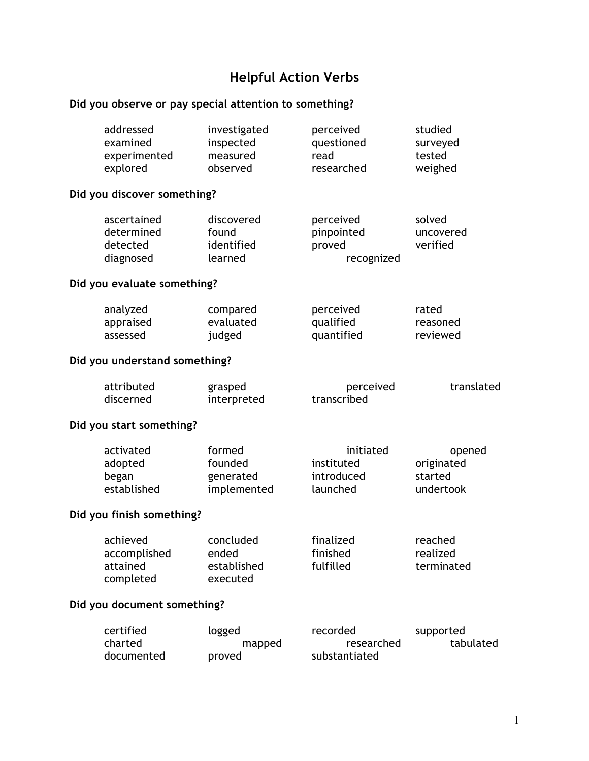# Helpful Action Verbs

**Did you observe or pay special attention to something?**

| | | | |
|---|---|---|---|
| addressed | investigated | perceived | studied |
| examined | inspected | questioned | surveyed |
| experimented | measured | read | tested |
| explored | observed | researched | weighed |

**Did you discover something?**

| | | | |
|---|---|---|---|
| ascertained | discovered | perceived | solved |
| determined | found | pinpointed | uncovered |
| detected | identified | proved | verified |
| diagnosed | learned | recognized | |

**Did you evaluate something?**

| | | | |
|---|---|---|---|
| analyzed | compared | perceived | rated |
| appraised | evaluated | qualified | reasoned |
| assessed | judged | quantified | reviewed |

**Did you understand something?**

| | | | |
|---|---|---|---|
| attributed | grasped | perceived | translated |
| discerned | interpreted | transcribed | |

**Did you start something?**

| | | | |
|---|---|---|---|
| activated | formed | initiated | opened |
| adopted | founded | instituted | originated |
| began | generated | introduced | started |
| established | implemented | launched | undertook |

**Did you finish something?**

| | | | |
|---|---|---|---|
| achieved | concluded | finalized | reached |
| accomplished | ended | finished | realized |
| attained | established | fulfilled | terminated |
| completed | executed | | |

**Did you document something?**

| | | | |
|---|---|---|---|
| certified | logged | recorded | supported |
| charted | mapped | researched | tabulated |
| documented | proved | substantiated | |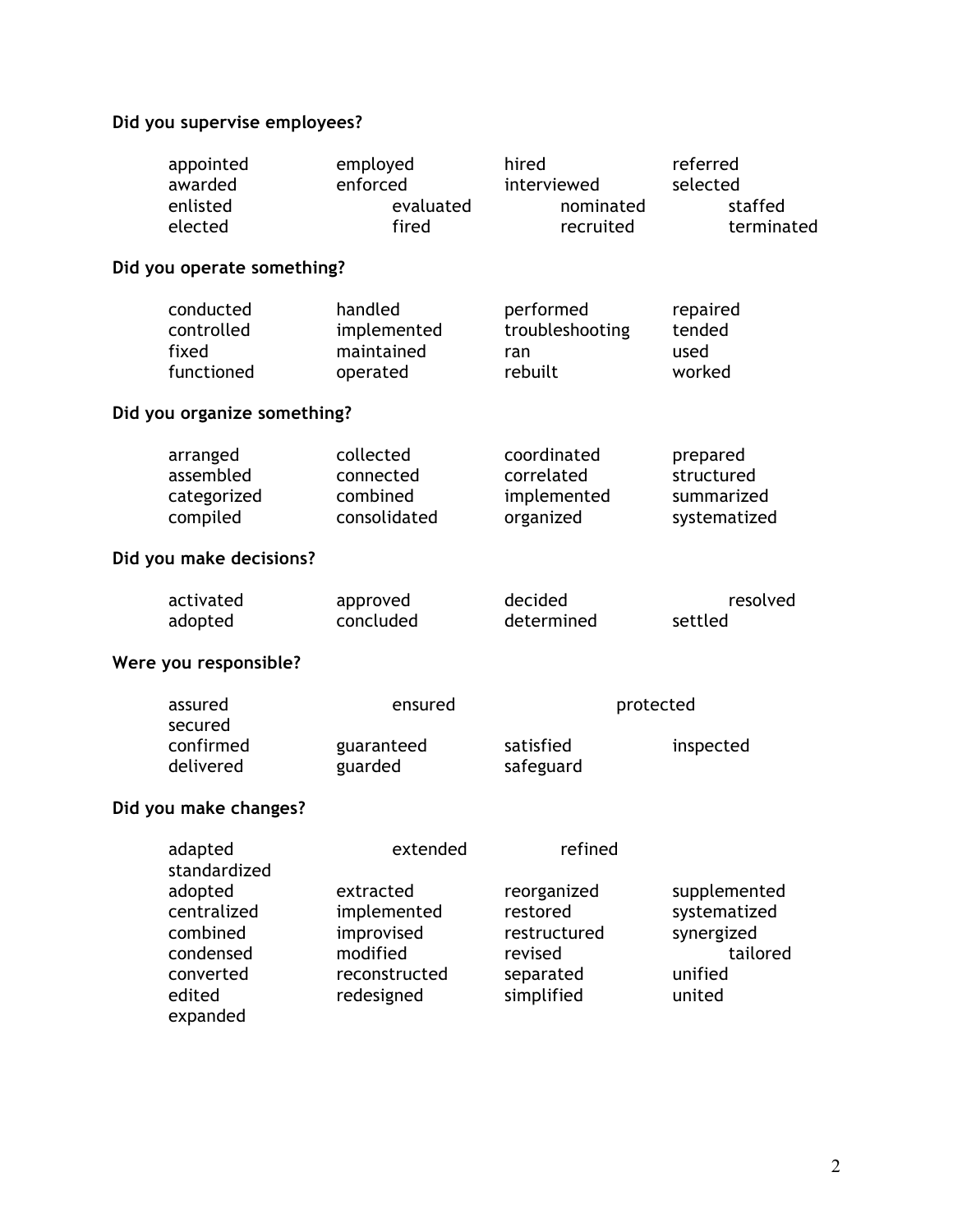**Did you supervise employees?**

| | | | |
|---|---|---|---|
| appointed | employed | hired | referred |
| awarded | enforced | interviewed | selected |
| enlisted | evaluated | nominated | staffed |
| elected | fired | recruited | terminated |

**Did you operate something?**

| | | | |
|---|---|---|---|
| conducted | handled | performed | repaired |
| controlled | implemented | troubleshooting | tended |
| fixed | maintained | ran | used |
| functioned | operated | rebuilt | worked |

**Did you organize something?**

| | | | |
|---|---|---|---|
| arranged | collected | coordinated | prepared |
| assembled | connected | correlated | structured |
| categorized | combined | implemented | summarized |
| compiled | consolidated | organized | systematized |

**Did you make decisions?**

| | | | |
|---|---|---|---|
| activated | approved | decided | resolved |
| adopted | concluded | determined | settled |

**Were you responsible?**

| | | | |
|---|---|---|---|
| assured | ensured | protected | |
| secured | | | |
| confirmed | guaranteed | satisfied | inspected |
| delivered | guarded | safeguard | |

**Did you make changes?**

| | | | |
|---|---|---|---|
| adapted | extended | refined | |
| standardized | | | |
| adopted | extracted | reorganized | supplemented |
| centralized | implemented | restored | systematized |
| combined | improvised | restructured | synergized |
| condensed | modified | revised | tailored |
| converted | reconstructed | separated | unified |
| edited | redesigned | simplified | united |
| expanded | | | |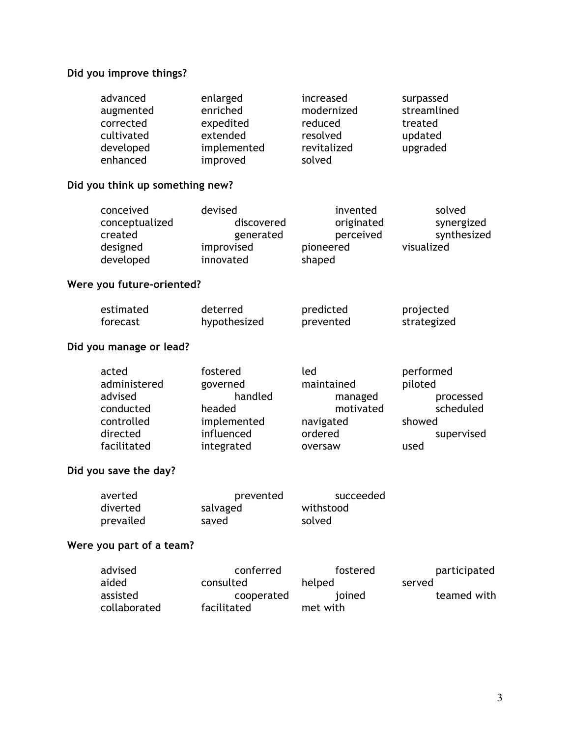**Did you improve things?**

- advanced
- augmented
- corrected
- cultivated
- developed
- enhanced
- enlarged
- enriched
- expedited
- extended
- implemented
- improved
- increased
- modernized
- reduced
- resolved
- revitalized
- solved
- surpassed
- streamlined
- treated
- updated
- upgraded

**Did you think up something new?**

- conceived
- conceptualized
- created
- designed
- developed
- devised
- discovered
- generated
- improvised
- innovated
- invented
- originated
- perceived
- pioneered
- shaped
- solved
- synergized
- synthesized
- visualized

**Were you future-oriented?**

- estimated
- forecast
- deterred
- hypothesized
- predicted
- prevented
- projected
- strategized

**Did you manage or lead?**

- acted
- administered
- advised
- conducted
- controlled
- directed
- facilitated
- fostered
- governed
- handled
- headed
- implemented
- influenced
- integrated
- led
- maintained
- managed
- motivated
- navigated
- ordered
- oversaw
- performed
- piloted
- processed
- scheduled
- showed
- supervised
- used

**Did you save the day?**

- averted
- diverted
- prevailed
- prevented
- salvaged
- saved
- succeeded
- withstood
- solved

**Were you part of a team?**

- advised
- aided
- assisted
- collaborated
- conferred
- consulted
- cooperated
- facilitated
- fostered
- helped
- joined
- met with
- participated
- served
- teamed with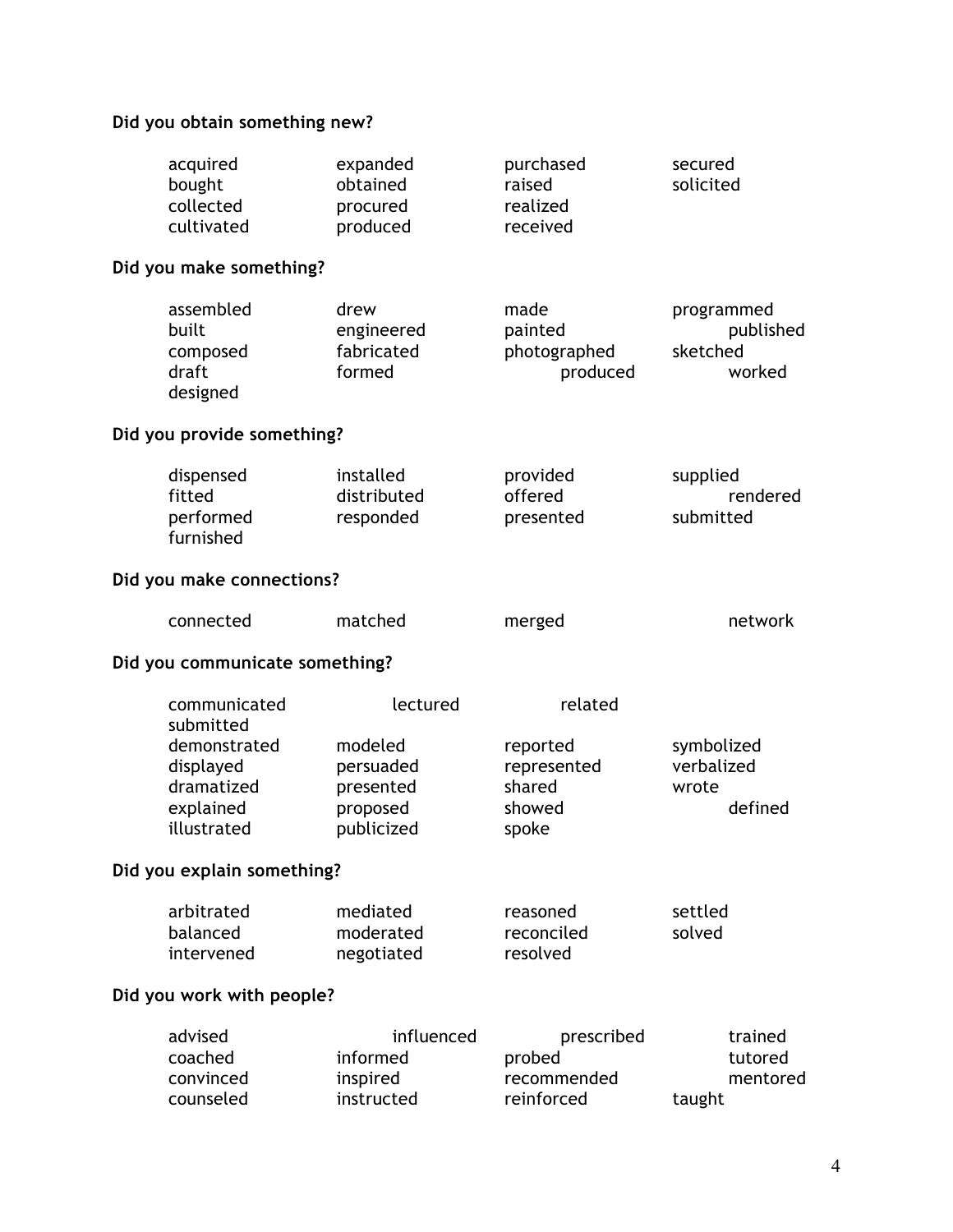**Did you obtain something new?**

| | | | |
|---|---|---|---|
| acquired | expanded | purchased | secured |
| bought | obtained | raised | solicited |
| collected | procured | realized | |
| cultivated | produced | received | |

**Did you make something?**

| | | | |
|---|---|---|---|
| assembled | drew | made | programmed |
| built | engineered | painted | published |
| composed | fabricated | photographed | sketched |
| draft | formed | produced | worked |
| designed | | | |

**Did you provide something?**

| | | | |
|---|---|---|---|
| dispensed | installed | provided | supplied |
| fitted | distributed | offered | rendered |
| performed | responded | presented | submitted |
| furnished | | | |

**Did you make connections?**

| | | | |
|---|---|---|---|
| connected | matched | merged | network |

**Did you communicate something?**

| | | | |
|---|---|---|---|
| communicated | lectured | related | |
| submitted | | | |
| demonstrated | modeled | reported | symbolized |
| displayed | persuaded | represented | verbalized |
| dramatized | presented | shared | wrote |
| explained | proposed | showed | defined |
| illustrated | publicized | spoke | |

**Did you explain something?**

| | | | |
|---|---|---|---|
| arbitrated | mediated | reasoned | settled |
| balanced | moderated | reconciled | solved |
| intervened | negotiated | resolved | |

**Did you work with people?**

| | | | |
|---|---|---|---|
| advised | influenced | prescribed | trained |
| coached | informed | probed | tutored |
| convinced | inspired | recommended | mentored |
| counseled | instructed | reinforced | taught |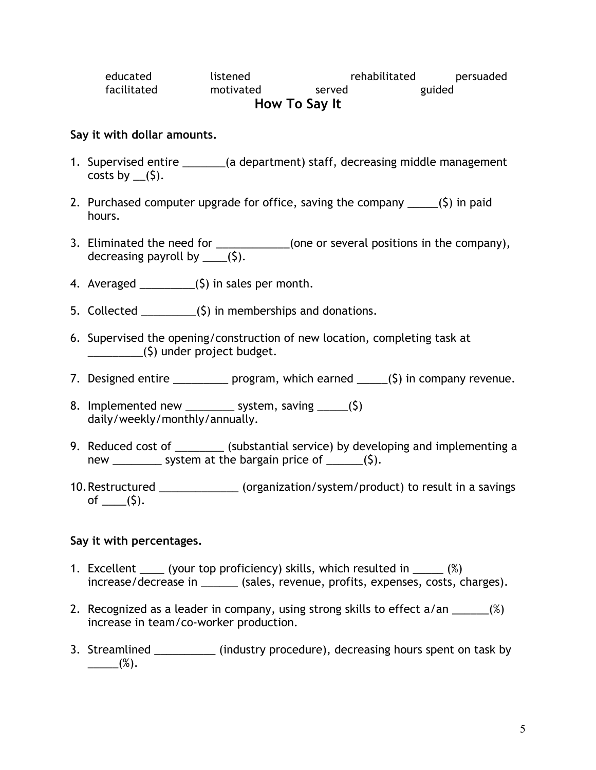educated listened rehabilitated persuaded
facilitated motivated served guided

## How To Say It

**Say it with dollar amounts.**

1. Supervised entire _______(a department) staff, decreasing middle management costs by __($).
2. Purchased computer upgrade for office, saving the company _____($) in paid hours.
3. Eliminated the need for ____________(one or several positions in the company), decreasing payroll by ____($).
4. Averaged _________($) in sales per month.
5. Collected _________($) in memberships and donations.
6. Supervised the opening/construction of new location, completing task at _________($) under project budget.
7. Designed entire _________ program, which earned _____($) in company revenue.
8. Implemented new ________ system, saving _____($) daily/weekly/monthly/annually.
9. Reduced cost of ________ (substantial service) by developing and implementing a new ________ system at the bargain price of ______($).
10. Restructured _____________ (organization/system/product) to result in a savings of ____($).

**Say it with percentages.**

1. Excellent ____ (your top proficiency) skills, which resulted in _____ (%) increase/decrease in ______ (sales, revenue, profits, expenses, costs, charges).
2. Recognized as a leader in company, using strong skills to effect a/an ______(%) increase in team/co-worker production.
3. Streamlined __________ (industry procedure), decreasing hours spent on task by _____(%).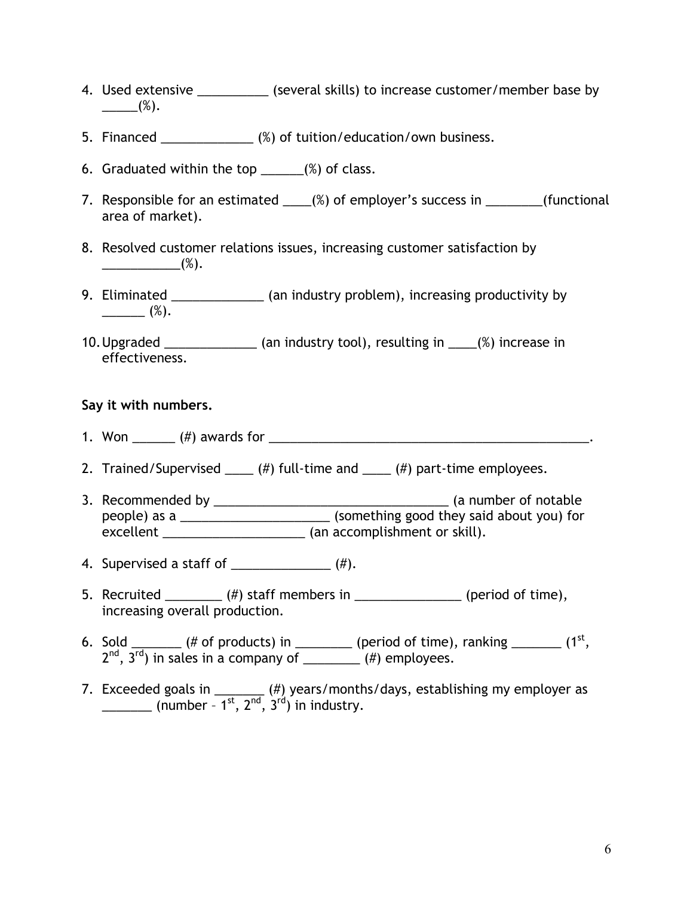4. Used extensive __________ (several skills) to increase customer/member base by _____(%).

5. Financed _____________ (%) of tuition/education/own business.

6. Graduated within the top ______(%) of class.

7. Responsible for an estimated ____(%) of employer's success in ________(functional area of market).

8. Resolved customer relations issues, increasing customer satisfaction by ___________(%).

9. Eliminated _____________ (an industry problem), increasing productivity by ______ (%).

10. Upgraded _____________ (an industry tool), resulting in ____(%) increase in effectiveness.

**Say it with numbers.**

1. Won ______ (#) awards for _______________________________________________.

2. Trained/Supervised ____ (#) full-time and ____ (#) part-time employees.

3. Recommended by _________________________________ (a number of notable people) as a _____________________ (something good they said about you) for excellent ____________________ (an accomplishment or skill).

4. Supervised a staff of ______________ (#).

5. Recruited ________ (#) staff members in _______________ (period of time), increasing overall production.

6. Sold _______ (# of products) in ________ (period of time), ranking _______ (1st, 2nd, 3rd) in sales in a company of ________ (#) employees.

7. Exceeded goals in _______ (#) years/months/days, establishing my employer as _______ (number – 1st, 2nd, 3rd) in industry.